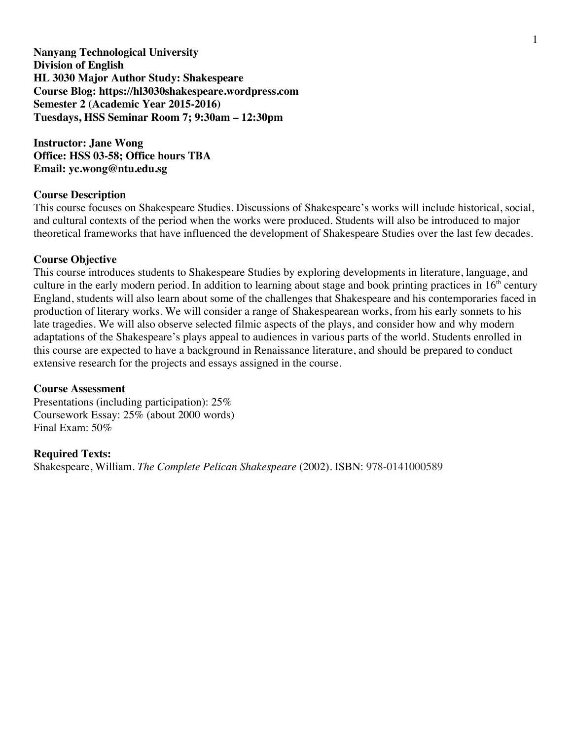**Nanyang Technological University**
**Division of English**
**HL 3030 Major Author Study: Shakespeare**
**Course Blog: https://hl3030shakespeare.wordpress.com**
**Semester 2 (Academic Year 2015-2016)**
**Tuesdays, HSS Seminar Room 7; 9:30am – 12:30pm**

**Instructor: Jane Wong**
**Office: HSS 03-58; Office hours TBA**
**Email: yc.wong@ntu.edu.sg**

**Course Description**

This course focuses on Shakespeare Studies. Discussions of Shakespeare's works will include historical, social, and cultural contexts of the period when the works were produced. Students will also be introduced to major theoretical frameworks that have influenced the development of Shakespeare Studies over the last few decades.

**Course Objective**

This course introduces students to Shakespeare Studies by exploring developments in literature, language, and culture in the early modern period. In addition to learning about stage and book printing practices in 16th century England, students will also learn about some of the challenges that Shakespeare and his contemporaries faced in production of literary works. We will consider a range of Shakespearean works, from his early sonnets to his late tragedies. We will also observe selected filmic aspects of the plays, and consider how and why modern adaptations of the Shakespeare's plays appeal to audiences in various parts of the world. Students enrolled in this course are expected to have a background in Renaissance literature, and should be prepared to conduct extensive research for the projects and essays assigned in the course.

**Course Assessment**

Presentations (including participation): 25%
Coursework Essay: 25% (about 2000 words)
Final Exam: 50%

**Required Texts:**

Shakespeare, William. *The Complete Pelican Shakespeare* (2002). ISBN: 978-0141000589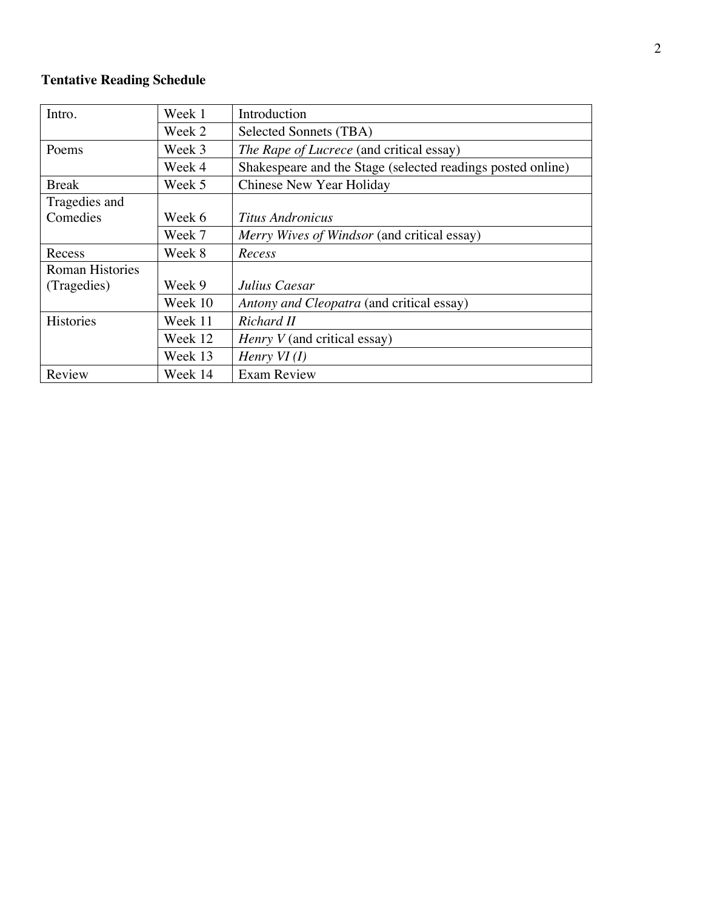**Tentative Reading Schedule**

| | | |
|---|---|---|
| Intro. | Week 1 | Introduction |
| | Week 2 | Selected Sonnets (TBA) |
| Poems | Week 3 | *The Rape of Lucrece* (and critical essay) |
| | Week 4 | Shakespeare and the Stage (selected readings posted online) |
| Break | Week 5 | Chinese New Year Holiday |
| Tragedies and Comedies | Week 6 | *Titus Andronicus* |
| | Week 7 | *Merry Wives of Windsor* (and critical essay) |
| Recess | Week 8 | *Recess* |
| Roman Histories (Tragedies) | Week 9 | *Julius Caesar* |
| | Week 10 | *Antony and Cleopatra* (and critical essay) |
| Histories | Week 11 | *Richard II* |
| | Week 12 | *Henry V* (and critical essay) |
| | Week 13 | *Henry VI (I)* |
| Review | Week 14 | Exam Review |